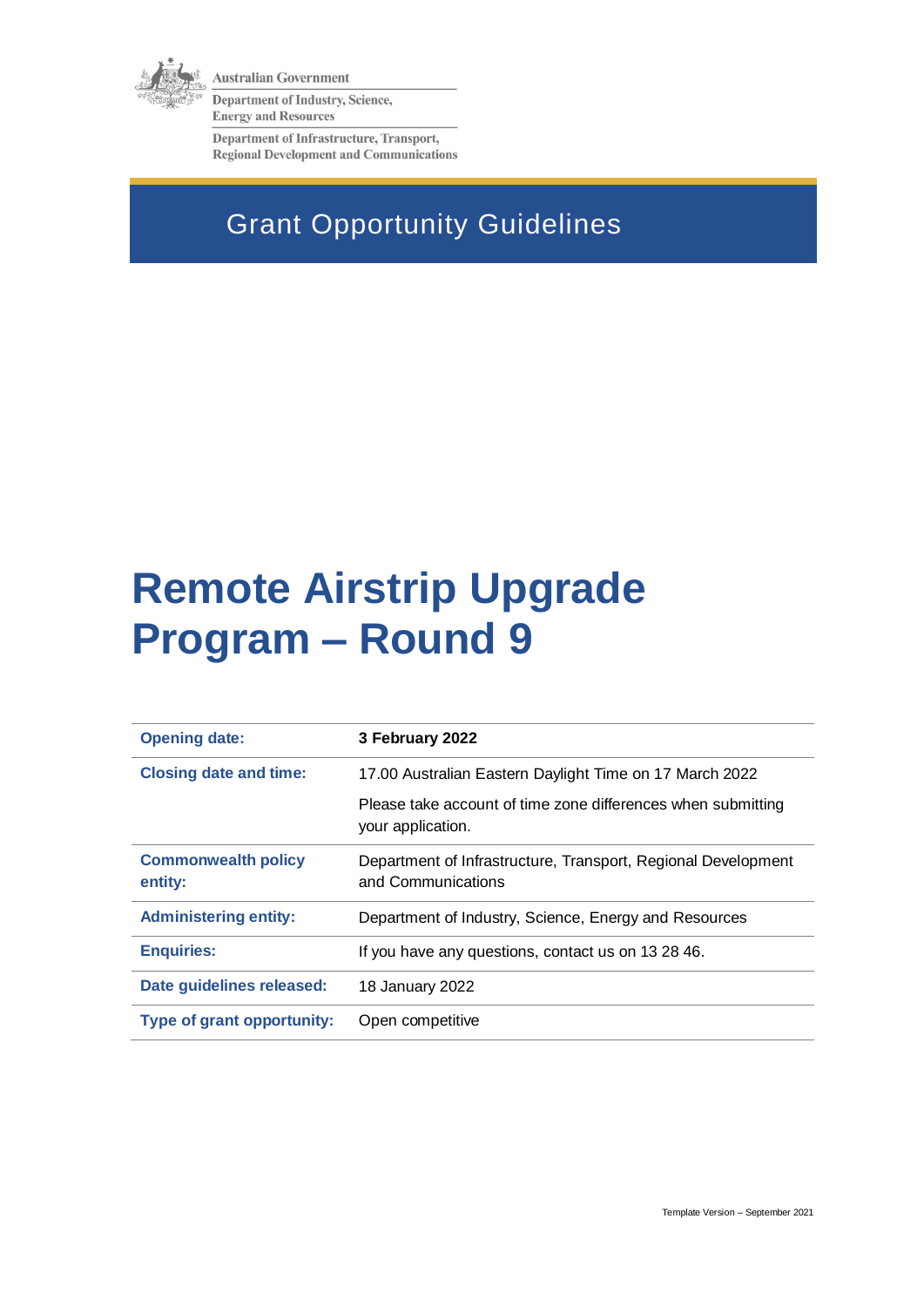Australian Government

Department of Industry, Science, Energy and Resources

Department of Infrastructure, Transport, Regional Development and Communications

Grant Opportunity Guidelines

# Remote Airstrip Upgrade Program – Round 9

| | |
|---|---|
| **Opening date:** | **3 February 2022** |
| **Closing date and time:** | 17.00 Australian Eastern Daylight Time on 17 March 2022<br><br>Please take account of time zone differences when submitting your application. |
| **Commonwealth policy entity:** | Department of Infrastructure, Transport, Regional Development and Communications |
| **Administering entity:** | Department of Industry, Science, Energy and Resources |
| **Enquiries:** | If you have any questions, contact us on 13 28 46. |
| **Date guidelines released:** | 18 January 2022 |
| **Type of grant opportunity:** | Open competitive |

Template Version – September 2021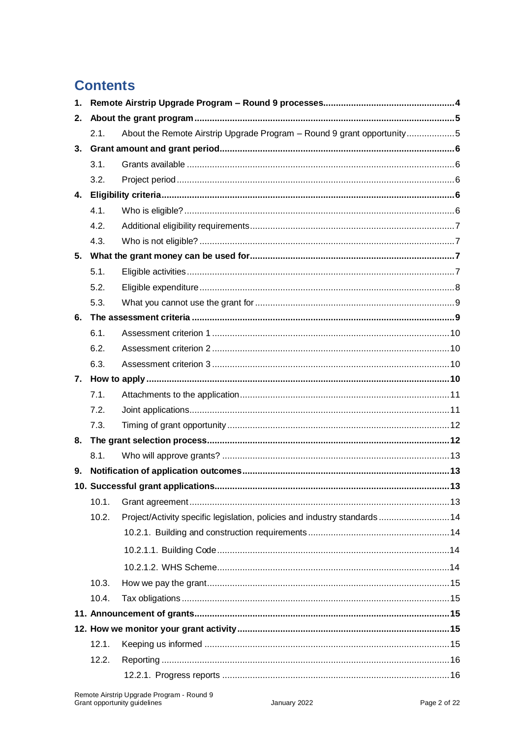# Contents

**1. Remote Airstrip Upgrade Program – Round 9 processes ... 4**

**2. About the grant program ... 5**

- 2.1. About the Remote Airstrip Upgrade Program – Round 9 grant opportunity ... 5

**3. Grant amount and grant period ... 6**

- 3.1. Grants available ... 6
- 3.2. Project period ... 6

**4. Eligibility criteria ... 6**

- 4.1. Who is eligible? ... 6
- 4.2. Additional eligibility requirements ... 7
- 4.3. Who is not eligible? ... 7

**5. What the grant money can be used for ... 7**

- 5.1. Eligible activities ... 7
- 5.2. Eligible expenditure ... 8
- 5.3. What you cannot use the grant for ... 9

**6. The assessment criteria ... 9**

- 6.1. Assessment criterion 1 ... 10
- 6.2. Assessment criterion 2 ... 10
- 6.3. Assessment criterion 3 ... 10

**7. How to apply ... 10**

- 7.1. Attachments to the application ... 11
- 7.2. Joint applications ... 11
- 7.3. Timing of grant opportunity ... 12

**8. The grant selection process ... 12**

- 8.1. Who will approve grants? ... 13

**9. Notification of application outcomes ... 13**

**10. Successful grant applications ... 13**

- 10.1. Grant agreement ... 13
- 10.2. Project/Activity specific legislation, policies and industry standards ... 14
  - 10.2.1. Building and construction requirements ... 14
  - 10.2.1.1. Building Code ... 14
  - 10.2.1.2. WHS Scheme ... 14
- 10.3. How we pay the grant ... 15
- 10.4. Tax obligations ... 15

**11. Announcement of grants ... 15**

**12. How we monitor your grant activity ... 15**

- 12.1. Keeping us informed ... 15
- 12.2. Reporting ... 16
  - 12.2.1. Progress reports ... 16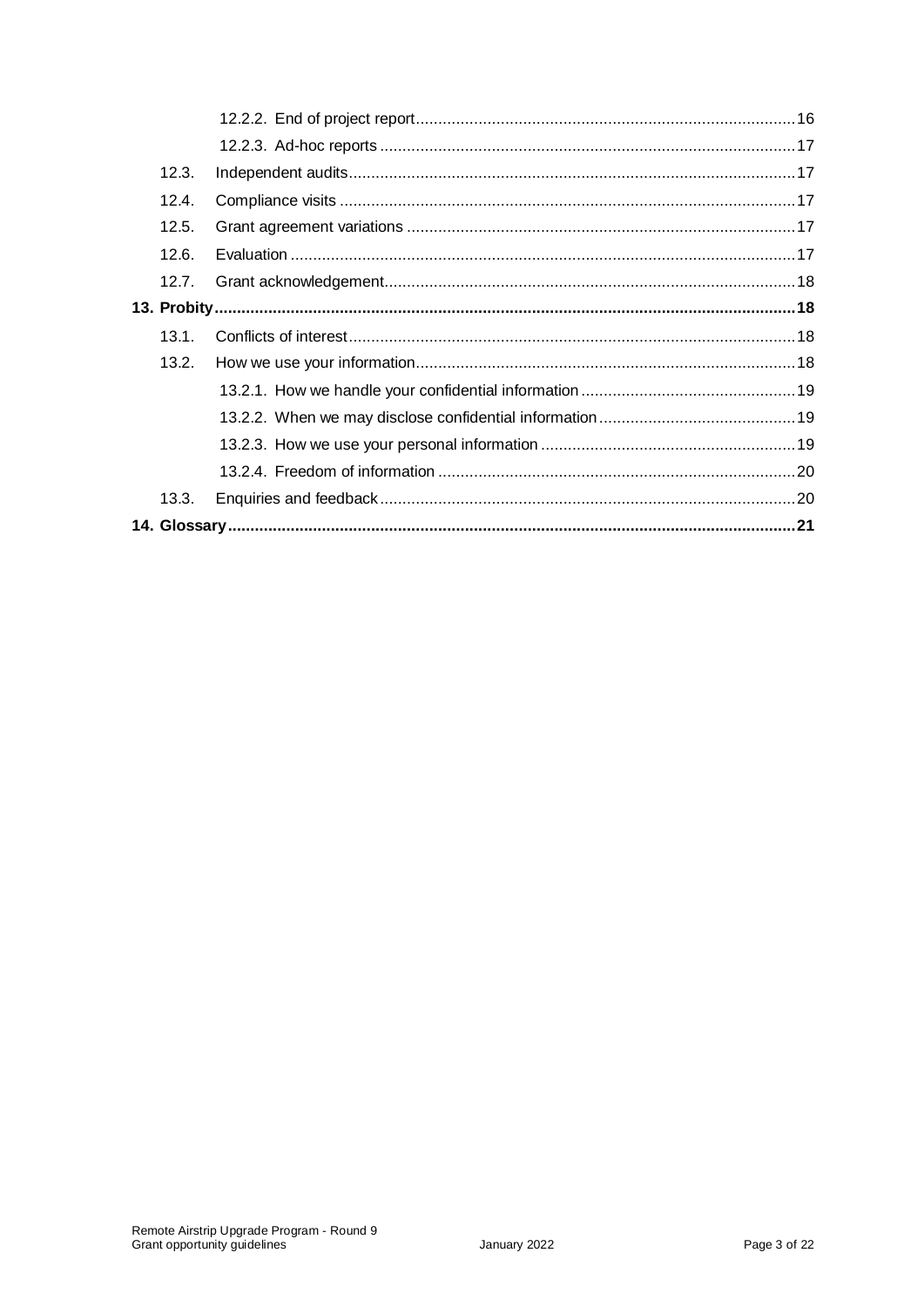12.2.2. End of project report 16

12.2.3. Ad-hoc reports 17

12.3. Independent audits 17

12.4. Compliance visits 17

12.5. Grant agreement variations 17

12.6. Evaluation 17

12.7. Grant acknowledgement 18

**13. Probity 18**

13.1. Conflicts of interest 18

13.2. How we use your information 18

13.2.1. How we handle your confidential information 19

13.2.2. When we may disclose confidential information 19

13.2.3. How we use your personal information 19

13.2.4. Freedom of information 20

13.3. Enquiries and feedback 20

**14. Glossary 21**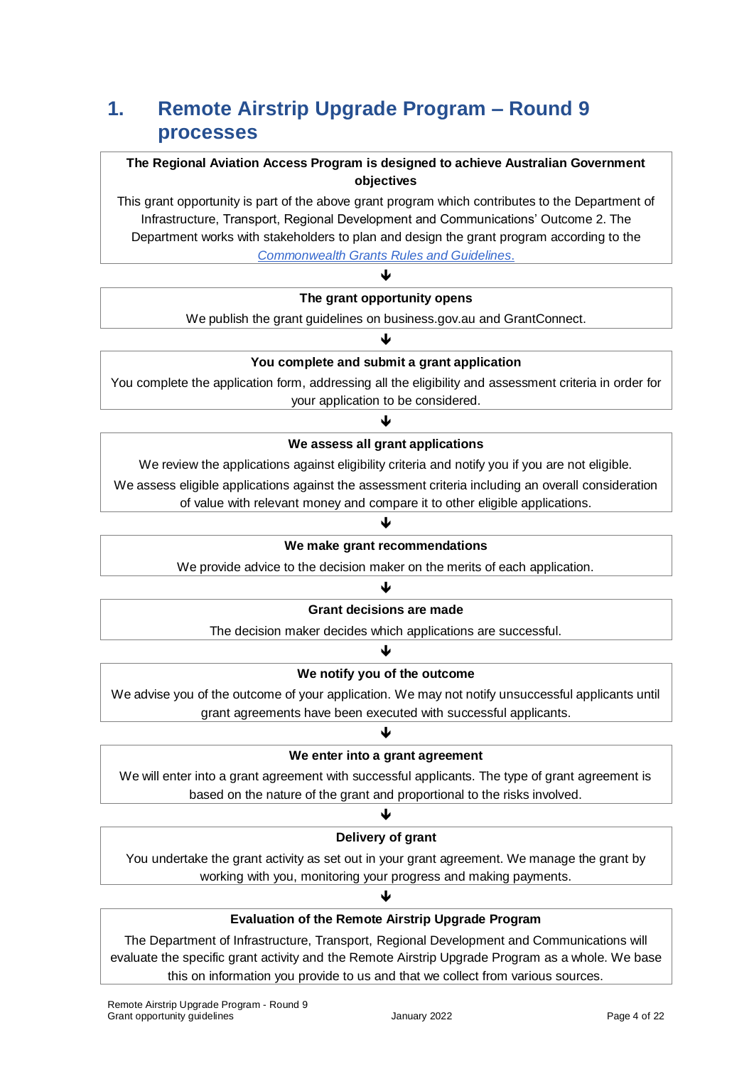# 1. Remote Airstrip Upgrade Program – Round 9 processes

**The Regional Aviation Access Program is designed to achieve Australian Government objectives**

This grant opportunity is part of the above grant program which contributes to the Department of Infrastructure, Transport, Regional Development and Communications' Outcome 2. The Department works with stakeholders to plan and design the grant program according to the *Commonwealth Grants Rules and Guidelines*.

↓

**The grant opportunity opens**

We publish the grant guidelines on business.gov.au and GrantConnect.

↓

**You complete and submit a grant application**

You complete the application form, addressing all the eligibility and assessment criteria in order for your application to be considered.

↓

**We assess all grant applications**

We review the applications against eligibility criteria and notify you if you are not eligible.

We assess eligible applications against the assessment criteria including an overall consideration of value with relevant money and compare it to other eligible applications.

↓

**We make grant recommendations**

We provide advice to the decision maker on the merits of each application.

↓

**Grant decisions are made**

The decision maker decides which applications are successful.

↓

**We notify you of the outcome**

We advise you of the outcome of your application. We may not notify unsuccessful applicants until grant agreements have been executed with successful applicants.

↓

**We enter into a grant agreement**

We will enter into a grant agreement with successful applicants. The type of grant agreement is based on the nature of the grant and proportional to the risks involved.

↓

**Delivery of grant**

You undertake the grant activity as set out in your grant agreement. We manage the grant by working with you, monitoring your progress and making payments.

↓

**Evaluation of the Remote Airstrip Upgrade Program**

The Department of Infrastructure, Transport, Regional Development and Communications will evaluate the specific grant activity and the Remote Airstrip Upgrade Program as a whole. We base this on information you provide to us and that we collect from various sources.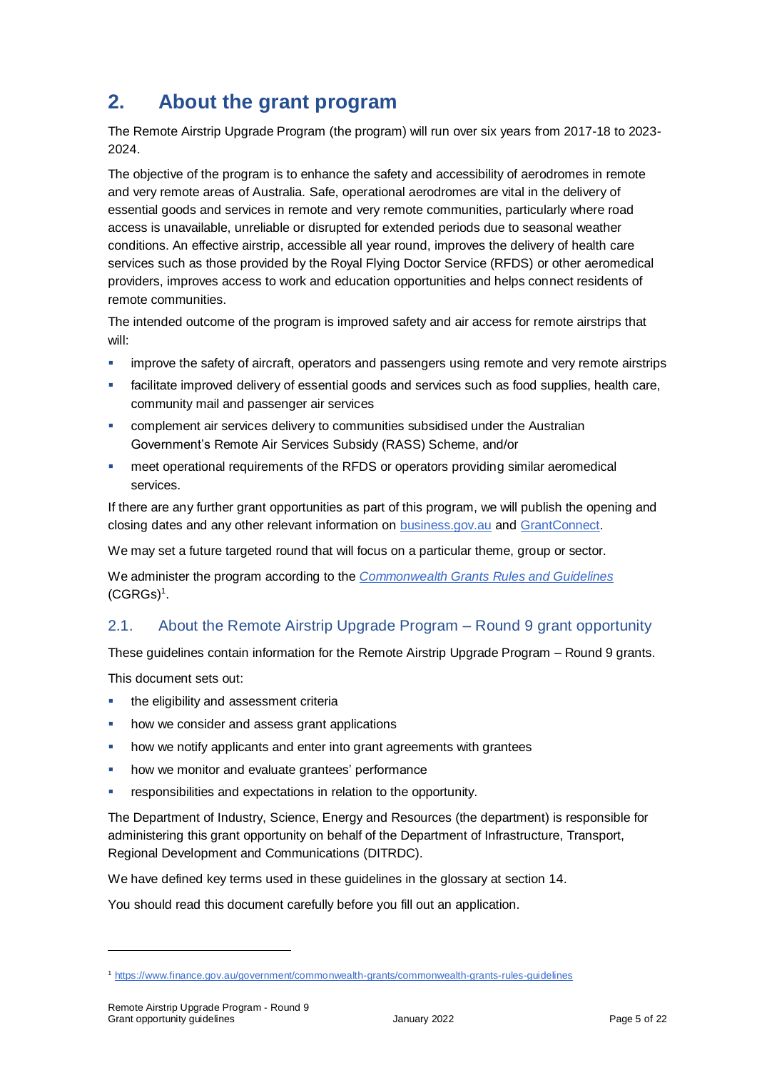# 2. About the grant program

The Remote Airstrip Upgrade Program (the program) will run over six years from 2017-18 to 2023-2024.

The objective of the program is to enhance the safety and accessibility of aerodromes in remote and very remote areas of Australia. Safe, operational aerodromes are vital in the delivery of essential goods and services in remote and very remote communities, particularly where road access is unavailable, unreliable or disrupted for extended periods due to seasonal weather conditions. An effective airstrip, accessible all year round, improves the delivery of health care services such as those provided by the Royal Flying Doctor Service (RFDS) or other aeromedical providers, improves access to work and education opportunities and helps connect residents of remote communities.

The intended outcome of the program is improved safety and air access for remote airstrips that will:

- improve the safety of aircraft, operators and passengers using remote and very remote airstrips
- facilitate improved delivery of essential goods and services such as food supplies, health care, community mail and passenger air services
- complement air services delivery to communities subsidised under the Australian Government's Remote Air Services Subsidy (RASS) Scheme, and/or
- meet operational requirements of the RFDS or operators providing similar aeromedical services.

If there are any further grant opportunities as part of this program, we will publish the opening and closing dates and any other relevant information on [business.gov.au](https://business.gov.au) and [GrantConnect](https://www.grants.gov.au).

We may set a future targeted round that will focus on a particular theme, group or sector.

We administer the program according to the *[Commonwealth Grants Rules and Guidelines](https://www.finance.gov.au/government/commonwealth-grants/commonwealth-grants-rules-guidelines)* (CGRGs)[1].

## 2.1. About the Remote Airstrip Upgrade Program – Round 9 grant opportunity

These guidelines contain information for the Remote Airstrip Upgrade Program – Round 9 grants.

This document sets out:

- the eligibility and assessment criteria
- how we consider and assess grant applications
- how we notify applicants and enter into grant agreements with grantees
- how we monitor and evaluate grantees' performance
- responsibilities and expectations in relation to the opportunity.

The Department of Industry, Science, Energy and Resources (the department) is responsible for administering this grant opportunity on behalf of the Department of Infrastructure, Transport, Regional Development and Communications (DITRDC).

We have defined key terms used in these guidelines in the glossary at section 14.

You should read this document carefully before you fill out an application.

---

[1] https://www.finance.gov.au/government/commonwealth-grants/commonwealth-grants-rules-guidelines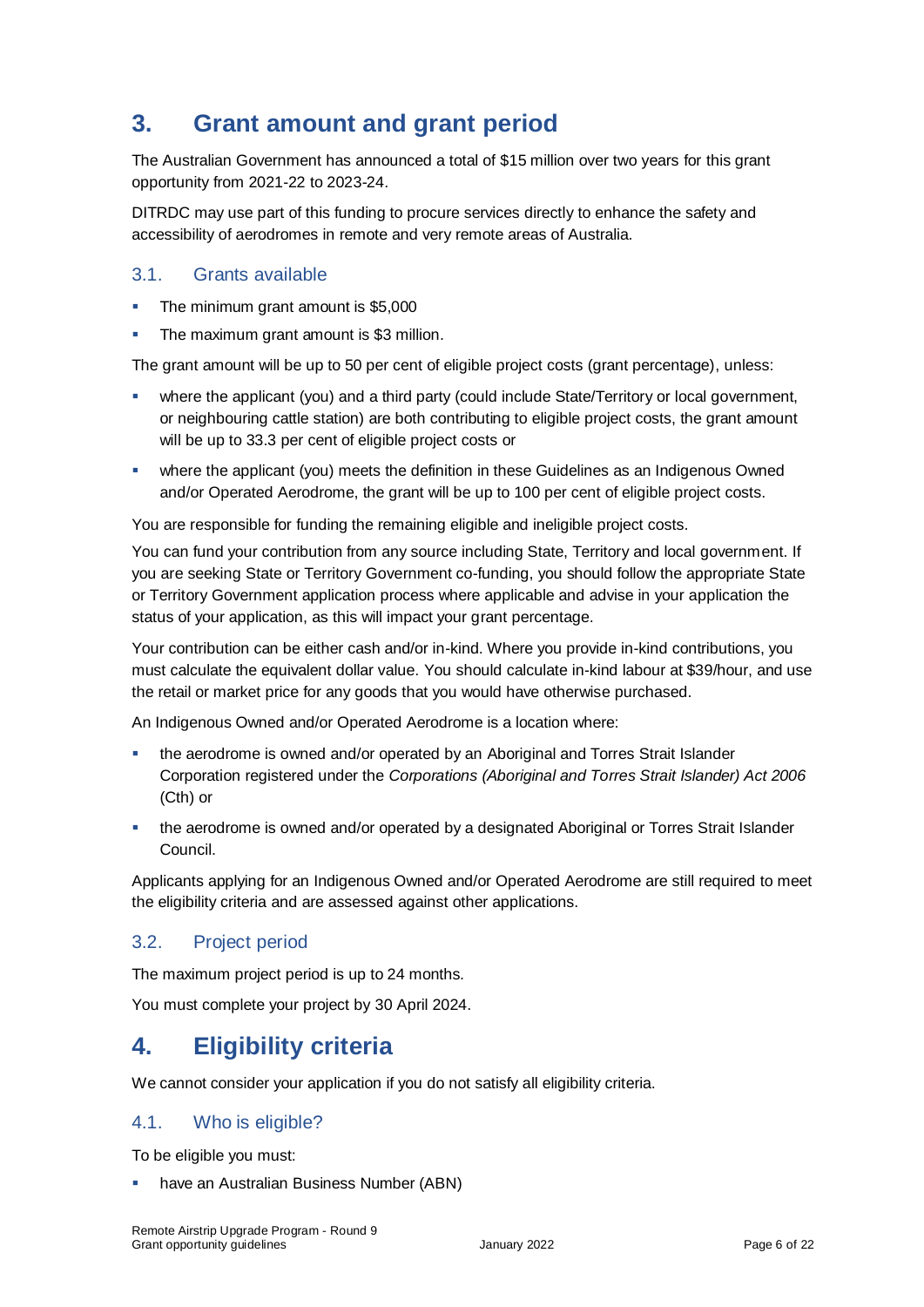# 3. Grant amount and grant period

The Australian Government has announced a total of $15 million over two years for this grant opportunity from 2021-22 to 2023-24.

DITRDC may use part of this funding to procure services directly to enhance the safety and accessibility of aerodromes in remote and very remote areas of Australia.

## 3.1. Grants available

- The minimum grant amount is $5,000
- The maximum grant amount is $3 million.

The grant amount will be up to 50 per cent of eligible project costs (grant percentage), unless:

- where the applicant (you) and a third party (could include State/Territory or local government, or neighbouring cattle station) are both contributing to eligible project costs, the grant amount will be up to 33.3 per cent of eligible project costs or
- where the applicant (you) meets the definition in these Guidelines as an Indigenous Owned and/or Operated Aerodrome, the grant will be up to 100 per cent of eligible project costs.

You are responsible for funding the remaining eligible and ineligible project costs.

You can fund your contribution from any source including State, Territory and local government. If you are seeking State or Territory Government co-funding, you should follow the appropriate State or Territory Government application process where applicable and advise in your application the status of your application, as this will impact your grant percentage.

Your contribution can be either cash and/or in-kind. Where you provide in-kind contributions, you must calculate the equivalent dollar value. You should calculate in-kind labour at $39/hour, and use the retail or market price for any goods that you would have otherwise purchased.

An Indigenous Owned and/or Operated Aerodrome is a location where:

- the aerodrome is owned and/or operated by an Aboriginal and Torres Strait Islander Corporation registered under the *Corporations (Aboriginal and Torres Strait Islander) Act 2006* (Cth) or
- the aerodrome is owned and/or operated by a designated Aboriginal or Torres Strait Islander Council.

Applicants applying for an Indigenous Owned and/or Operated Aerodrome are still required to meet the eligibility criteria and are assessed against other applications.

## 3.2. Project period

The maximum project period is up to 24 months.

You must complete your project by 30 April 2024.

# 4. Eligibility criteria

We cannot consider your application if you do not satisfy all eligibility criteria.

## 4.1. Who is eligible?

To be eligible you must:

- have an Australian Business Number (ABN)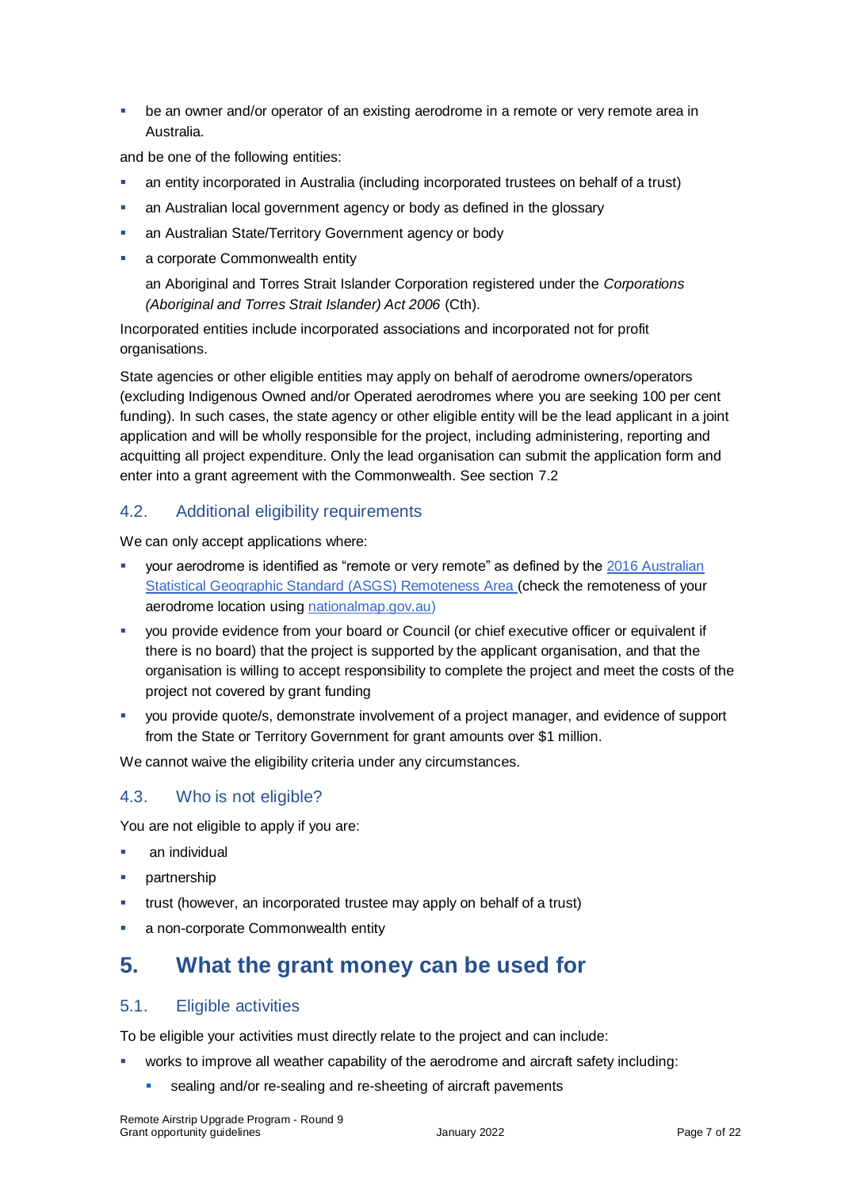- be an owner and/or operator of an existing aerodrome in a remote or very remote area in Australia.

and be one of the following entities:

- an entity incorporated in Australia (including incorporated trustees on behalf of a trust)
- an Australian local government agency or body as defined in the glossary
- an Australian State/Territory Government agency or body
- a corporate Commonwealth entity

  an Aboriginal and Torres Strait Islander Corporation registered under the *Corporations (Aboriginal and Torres Strait Islander) Act 2006* (Cth).

Incorporated entities include incorporated associations and incorporated not for profit organisations.

State agencies or other eligible entities may apply on behalf of aerodrome owners/operators (excluding Indigenous Owned and/or Operated aerodromes where you are seeking 100 per cent funding). In such cases, the state agency or other eligible entity will be the lead applicant in a joint application and will be wholly responsible for the project, including administering, reporting and acquitting all project expenditure. Only the lead organisation can submit the application form and enter into a grant agreement with the Commonwealth. See section 7.2

### 4.2. Additional eligibility requirements

We can only accept applications where:

- your aerodrome is identified as "remote or very remote" as defined by the [2016 Australian Statistical Geographic Standard (ASGS) Remoteness Area](#) (check the remoteness of your aerodrome location using [nationalmap.gov.au](#))
- you provide evidence from your board or Council (or chief executive officer or equivalent if there is no board) that the project is supported by the applicant organisation, and that the organisation is willing to accept responsibility to complete the project and meet the costs of the project not covered by grant funding
- you provide quote/s, demonstrate involvement of a project manager, and evidence of support from the State or Territory Government for grant amounts over $1 million.

We cannot waive the eligibility criteria under any circumstances.

### 4.3. Who is not eligible?

You are not eligible to apply if you are:

- an individual
- partnership
- trust (however, an incorporated trustee may apply on behalf of a trust)
- a non-corporate Commonwealth entity

## 5. What the grant money can be used for

### 5.1. Eligible activities

To be eligible your activities must directly relate to the project and can include:

- works to improve all weather capability of the aerodrome and aircraft safety including:
  - sealing and/or re-sealing and re-sheeting of aircraft pavements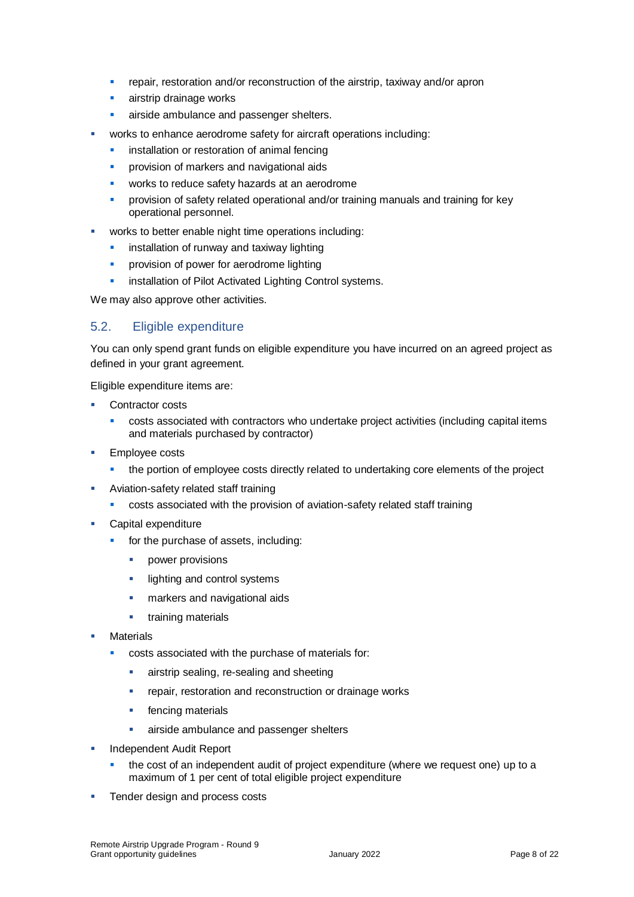- repair, restoration and/or reconstruction of the airstrip, taxiway and/or apron
  - airstrip drainage works
  - airside ambulance and passenger shelters.
- works to enhance aerodrome safety for aircraft operations including:
  - installation or restoration of animal fencing
  - provision of markers and navigational aids
  - works to reduce safety hazards at an aerodrome
  - provision of safety related operational and/or training manuals and training for key operational personnel.
- works to better enable night time operations including:
  - installation of runway and taxiway lighting
  - provision of power for aerodrome lighting
  - installation of Pilot Activated Lighting Control systems.

We may also approve other activities.

## 5.2. Eligible expenditure

You can only spend grant funds on eligible expenditure you have incurred on an agreed project as defined in your grant agreement.

Eligible expenditure items are:

- Contractor costs
  - costs associated with contractors who undertake project activities (including capital items and materials purchased by contractor)
- Employee costs
  - the portion of employee costs directly related to undertaking core elements of the project
- Aviation-safety related staff training
  - costs associated with the provision of aviation-safety related staff training
- Capital expenditure
  - for the purchase of assets, including:
    - power provisions
    - lighting and control systems
    - markers and navigational aids
    - training materials
- Materials
  - costs associated with the purchase of materials for:
    - airstrip sealing, re-sealing and sheeting
    - repair, restoration and reconstruction or drainage works
    - fencing materials
    - airside ambulance and passenger shelters
- Independent Audit Report
  - the cost of an independent audit of project expenditure (where we request one) up to a maximum of 1 per cent of total eligible project expenditure
- Tender design and process costs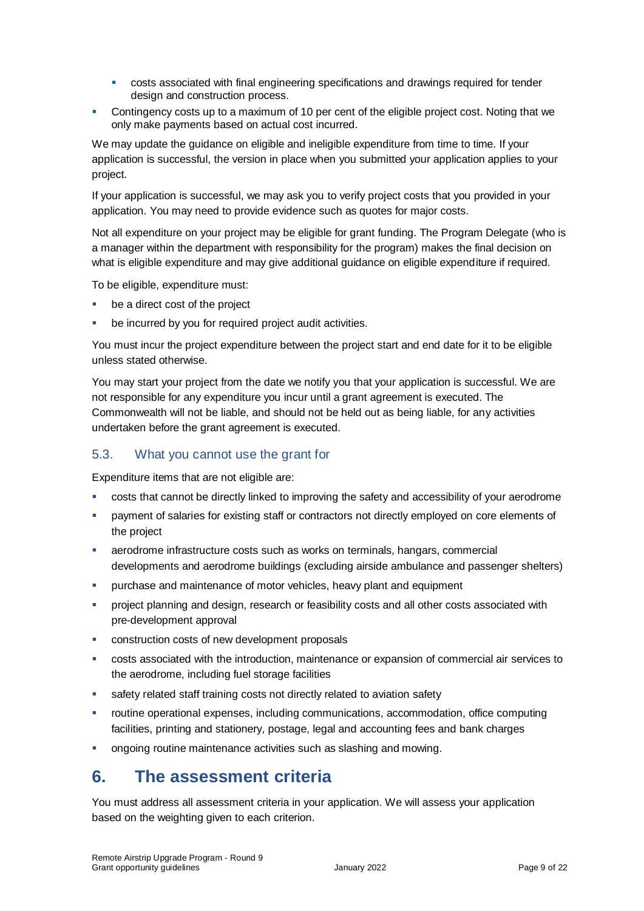- costs associated with final engineering specifications and drawings required for tender design and construction process.
- Contingency costs up to a maximum of 10 per cent of the eligible project cost. Noting that we only make payments based on actual cost incurred.

We may update the guidance on eligible and ineligible expenditure from time to time. If your application is successful, the version in place when you submitted your application applies to your project.

If your application is successful, we may ask you to verify project costs that you provided in your application. You may need to provide evidence such as quotes for major costs.

Not all expenditure on your project may be eligible for grant funding. The Program Delegate (who is a manager within the department with responsibility for the program) makes the final decision on what is eligible expenditure and may give additional guidance on eligible expenditure if required.

To be eligible, expenditure must:

- be a direct cost of the project
- be incurred by you for required project audit activities.

You must incur the project expenditure between the project start and end date for it to be eligible unless stated otherwise.

You may start your project from the date we notify you that your application is successful. We are not responsible for any expenditure you incur until a grant agreement is executed. The Commonwealth will not be liable, and should not be held out as being liable, for any activities undertaken before the grant agreement is executed.

### 5.3. What you cannot use the grant for

Expenditure items that are not eligible are:

- costs that cannot be directly linked to improving the safety and accessibility of your aerodrome
- payment of salaries for existing staff or contractors not directly employed on core elements of the project
- aerodrome infrastructure costs such as works on terminals, hangars, commercial developments and aerodrome buildings (excluding airside ambulance and passenger shelters)
- purchase and maintenance of motor vehicles, heavy plant and equipment
- project planning and design, research or feasibility costs and all other costs associated with pre-development approval
- construction costs of new development proposals
- costs associated with the introduction, maintenance or expansion of commercial air services to the aerodrome, including fuel storage facilities
- safety related staff training costs not directly related to aviation safety
- routine operational expenses, including communications, accommodation, office computing facilities, printing and stationery, postage, legal and accounting fees and bank charges
- ongoing routine maintenance activities such as slashing and mowing.

## 6. The assessment criteria

You must address all assessment criteria in your application. We will assess your application based on the weighting given to each criterion.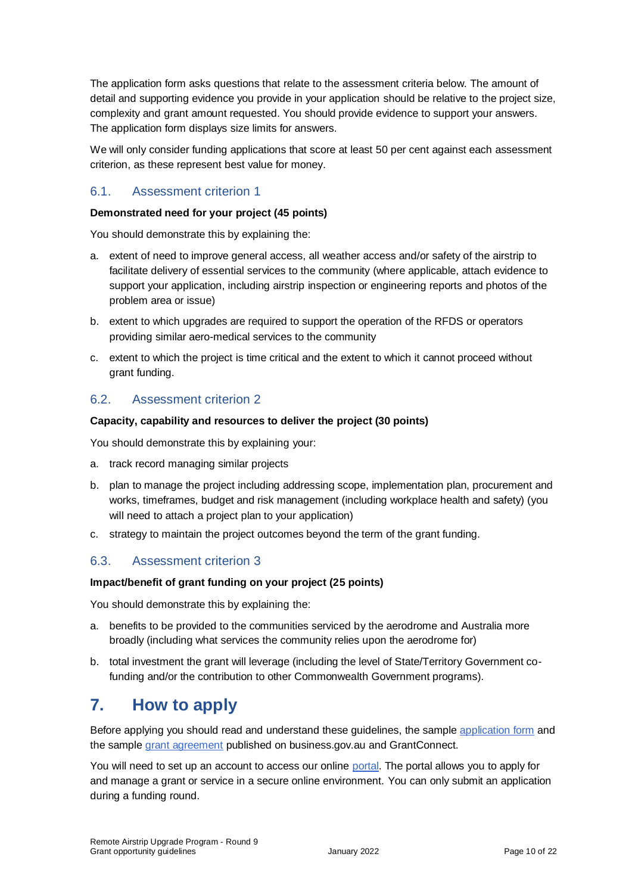The application form asks questions that relate to the assessment criteria below. The amount of detail and supporting evidence you provide in your application should be relative to the project size, complexity and grant amount requested. You should provide evidence to support your answers. The application form displays size limits for answers.

We will only consider funding applications that score at least 50 per cent against each assessment criterion, as these represent best value for money.

## 6.1. Assessment criterion 1

**Demonstrated need for your project (45 points)**

You should demonstrate this by explaining the:

a. extent of need to improve general access, all weather access and/or safety of the airstrip to facilitate delivery of essential services to the community (where applicable, attach evidence to support your application, including airstrip inspection or engineering reports and photos of the problem area or issue)

b. extent to which upgrades are required to support the operation of the RFDS or operators providing similar aero-medical services to the community

c. extent to which the project is time critical and the extent to which it cannot proceed without grant funding.

## 6.2. Assessment criterion 2

**Capacity, capability and resources to deliver the project (30 points)**

You should demonstrate this by explaining your:

a. track record managing similar projects

b. plan to manage the project including addressing scope, implementation plan, procurement and works, timeframes, budget and risk management (including workplace health and safety) (you will need to attach a project plan to your application)

c. strategy to maintain the project outcomes beyond the term of the grant funding.

## 6.3. Assessment criterion 3

**Impact/benefit of grant funding on your project (25 points)**

You should demonstrate this by explaining the:

a. benefits to be provided to the communities serviced by the aerodrome and Australia more broadly (including what services the community relies upon the aerodrome for)

b. total investment the grant will leverage (including the level of State/Territory Government co-funding and/or the contribution to other Commonwealth Government programs).

# 7. How to apply

Before applying you should read and understand these guidelines, the sample application form and the sample grant agreement published on business.gov.au and GrantConnect.

You will need to set up an account to access our online portal. The portal allows you to apply for and manage a grant or service in a secure online environment. You can only submit an application during a funding round.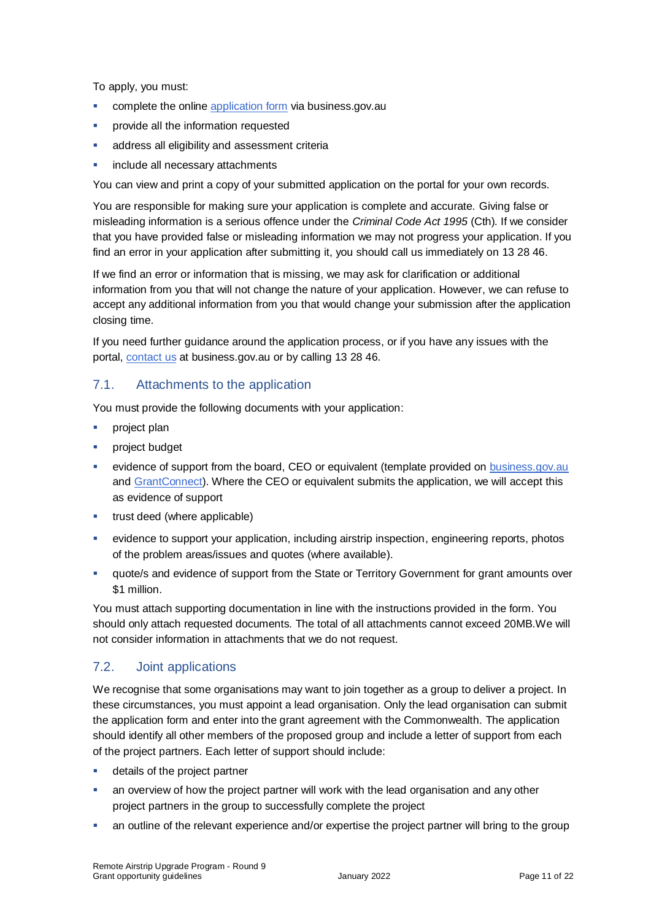To apply, you must:

- complete the online [application form](#) via business.gov.au
- provide all the information requested
- address all eligibility and assessment criteria
- include all necessary attachments

You can view and print a copy of your submitted application on the portal for your own records.

You are responsible for making sure your application is complete and accurate. Giving false or misleading information is a serious offence under the *Criminal Code Act 1995* (Cth). If we consider that you have provided false or misleading information we may not progress your application. If you find an error in your application after submitting it, you should call us immediately on 13 28 46.

If we find an error or information that is missing, we may ask for clarification or additional information from you that will not change the nature of your application. However, we can refuse to accept any additional information from you that would change your submission after the application closing time.

If you need further guidance around the application process, or if you have any issues with the portal, [contact us](#) at business.gov.au or by calling 13 28 46.

## 7.1. Attachments to the application

You must provide the following documents with your application:

- project plan
- project budget
- evidence of support from the board, CEO or equivalent (template provided on [business.gov.au](#) and [GrantConnect](#)). Where the CEO or equivalent submits the application, we will accept this as evidence of support
- trust deed (where applicable)
- evidence to support your application, including airstrip inspection, engineering reports, photos of the problem areas/issues and quotes (where available).
- quote/s and evidence of support from the State or Territory Government for grant amounts over $1 million.

You must attach supporting documentation in line with the instructions provided in the form. You should only attach requested documents. The total of all attachments cannot exceed 20MB.We will not consider information in attachments that we do not request.

## 7.2. Joint applications

We recognise that some organisations may want to join together as a group to deliver a project. In these circumstances, you must appoint a lead organisation. Only the lead organisation can submit the application form and enter into the grant agreement with the Commonwealth. The application should identify all other members of the proposed group and include a letter of support from each of the project partners. Each letter of support should include:

- details of the project partner
- an overview of how the project partner will work with the lead organisation and any other project partners in the group to successfully complete the project
- an outline of the relevant experience and/or expertise the project partner will bring to the group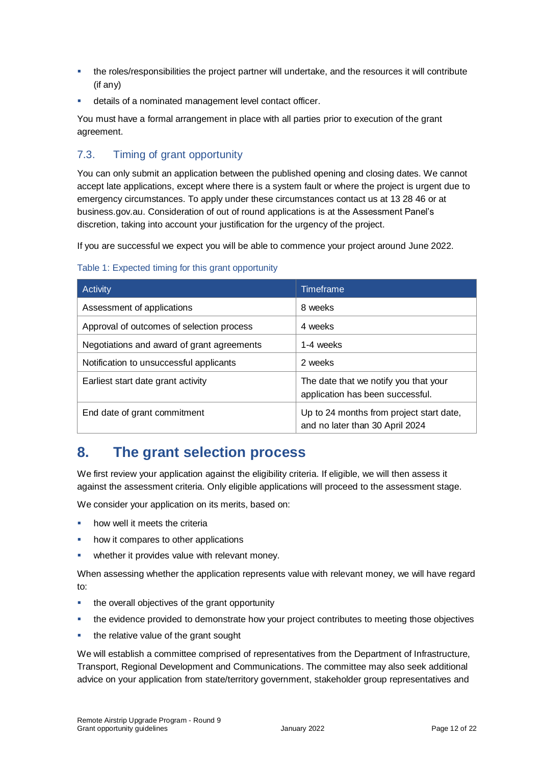- the roles/responsibilities the project partner will undertake, and the resources it will contribute (if any)
- details of a nominated management level contact officer.

You must have a formal arrangement in place with all parties prior to execution of the grant agreement.

### 7.3. Timing of grant opportunity

You can only submit an application between the published opening and closing dates. We cannot accept late applications, except where there is a system fault or where the project is urgent due to emergency circumstances. To apply under these circumstances contact us at 13 28 46 or at business.gov.au. Consideration of out of round applications is at the Assessment Panel's discretion, taking into account your justification for the urgency of the project.

If you are successful we expect you will be able to commence your project around June 2022.

Table 1: Expected timing for this grant opportunity

| Activity | Timeframe |
|---|---|
| Assessment of applications | 8 weeks |
| Approval of outcomes of selection process | 4 weeks |
| Negotiations and award of grant agreements | 1-4 weeks |
| Notification to unsuccessful applicants | 2 weeks |
| Earliest start date grant activity | The date that we notify you that your application has been successful. |
| End date of grant commitment | Up to 24 months from project start date, and no later than 30 April 2024 |

## 8. The grant selection process

We first review your application against the eligibility criteria. If eligible, we will then assess it against the assessment criteria. Only eligible applications will proceed to the assessment stage.

We consider your application on its merits, based on:

- how well it meets the criteria
- how it compares to other applications
- whether it provides value with relevant money.

When assessing whether the application represents value with relevant money, we will have regard to:

- the overall objectives of the grant opportunity
- the evidence provided to demonstrate how your project contributes to meeting those objectives
- the relative value of the grant sought

We will establish a committee comprised of representatives from the Department of Infrastructure, Transport, Regional Development and Communications. The committee may also seek additional advice on your application from state/territory government, stakeholder group representatives and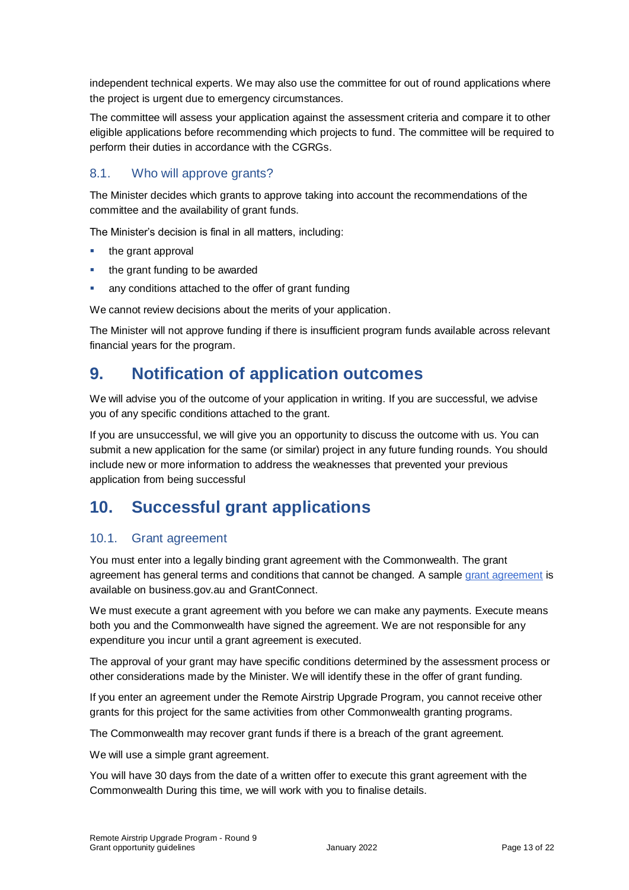independent technical experts. We may also use the committee for out of round applications where the project is urgent due to emergency circumstances.

The committee will assess your application against the assessment criteria and compare it to other eligible applications before recommending which projects to fund. The committee will be required to perform their duties in accordance with the CGRGs.

### 8.1. Who will approve grants?

The Minister decides which grants to approve taking into account the recommendations of the committee and the availability of grant funds.

The Minister's decision is final in all matters, including:

- the grant approval
- the grant funding to be awarded
- any conditions attached to the offer of grant funding

We cannot review decisions about the merits of your application.

The Minister will not approve funding if there is insufficient program funds available across relevant financial years for the program.

## 9. Notification of application outcomes

We will advise you of the outcome of your application in writing. If you are successful, we advise you of any specific conditions attached to the grant.

If you are unsuccessful, we will give you an opportunity to discuss the outcome with us. You can submit a new application for the same (or similar) project in any future funding rounds. You should include new or more information to address the weaknesses that prevented your previous application from being successful

## 10. Successful grant applications

### 10.1. Grant agreement

You must enter into a legally binding grant agreement with the Commonwealth. The grant agreement has general terms and conditions that cannot be changed. A sample grant agreement is available on business.gov.au and GrantConnect.

We must execute a grant agreement with you before we can make any payments. Execute means both you and the Commonwealth have signed the agreement. We are not responsible for any expenditure you incur until a grant agreement is executed.

The approval of your grant may have specific conditions determined by the assessment process or other considerations made by the Minister. We will identify these in the offer of grant funding.

If you enter an agreement under the Remote Airstrip Upgrade Program, you cannot receive other grants for this project for the same activities from other Commonwealth granting programs.

The Commonwealth may recover grant funds if there is a breach of the grant agreement.

We will use a simple grant agreement.

You will have 30 days from the date of a written offer to execute this grant agreement with the Commonwealth During this time, we will work with you to finalise details.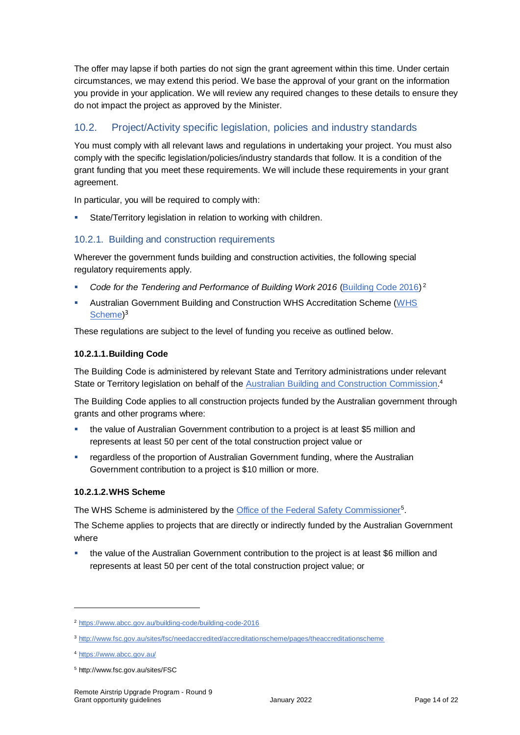The offer may lapse if both parties do not sign the grant agreement within this time. Under certain circumstances, we may extend this period. We base the approval of your grant on the information you provide in your application. We will review any required changes to these details to ensure they do not impact the project as approved by the Minister.

## 10.2. Project/Activity specific legislation, policies and industry standards

You must comply with all relevant laws and regulations in undertaking your project. You must also comply with the specific legislation/policies/industry standards that follow. It is a condition of the grant funding that you meet these requirements. We will include these requirements in your grant agreement.

In particular, you will be required to comply with:

- State/Territory legislation in relation to working with children.

### 10.2.1. Building and construction requirements

Wherever the government funds building and construction activities, the following special regulatory requirements apply.

- *Code for the Tendering and Performance of Building Work 2016* (Building Code 2016)[2]
- Australian Government Building and Construction WHS Accreditation Scheme (WHS Scheme)[3]

These regulations are subject to the level of funding you receive as outlined below.

#### 10.2.1.1. Building Code

The Building Code is administered by relevant State and Territory administrations under relevant State or Territory legislation on behalf of the Australian Building and Construction Commission.[4]

The Building Code applies to all construction projects funded by the Australian government through grants and other programs where:

- the value of Australian Government contribution to a project is at least $5 million and represents at least 50 per cent of the total construction project value or
- regardless of the proportion of Australian Government funding, where the Australian Government contribution to a project is $10 million or more.

#### 10.2.1.2. WHS Scheme

The WHS Scheme is administered by the Office of the Federal Safety Commissioner[5].

The Scheme applies to projects that are directly or indirectly funded by the Australian Government where

- the value of the Australian Government contribution to the project is at least $6 million and represents at least 50 per cent of the total construction project value; or

---

[2] https://www.abcc.gov.au/building-code/building-code-2016

[3] http://www.fsc.gov.au/sites/fsc/needaccredited/accreditationscheme/pages/theaccreditationscheme

[4] https://www.abcc.gov.au/

[5] http://www.fsc.gov.au/sites/FSC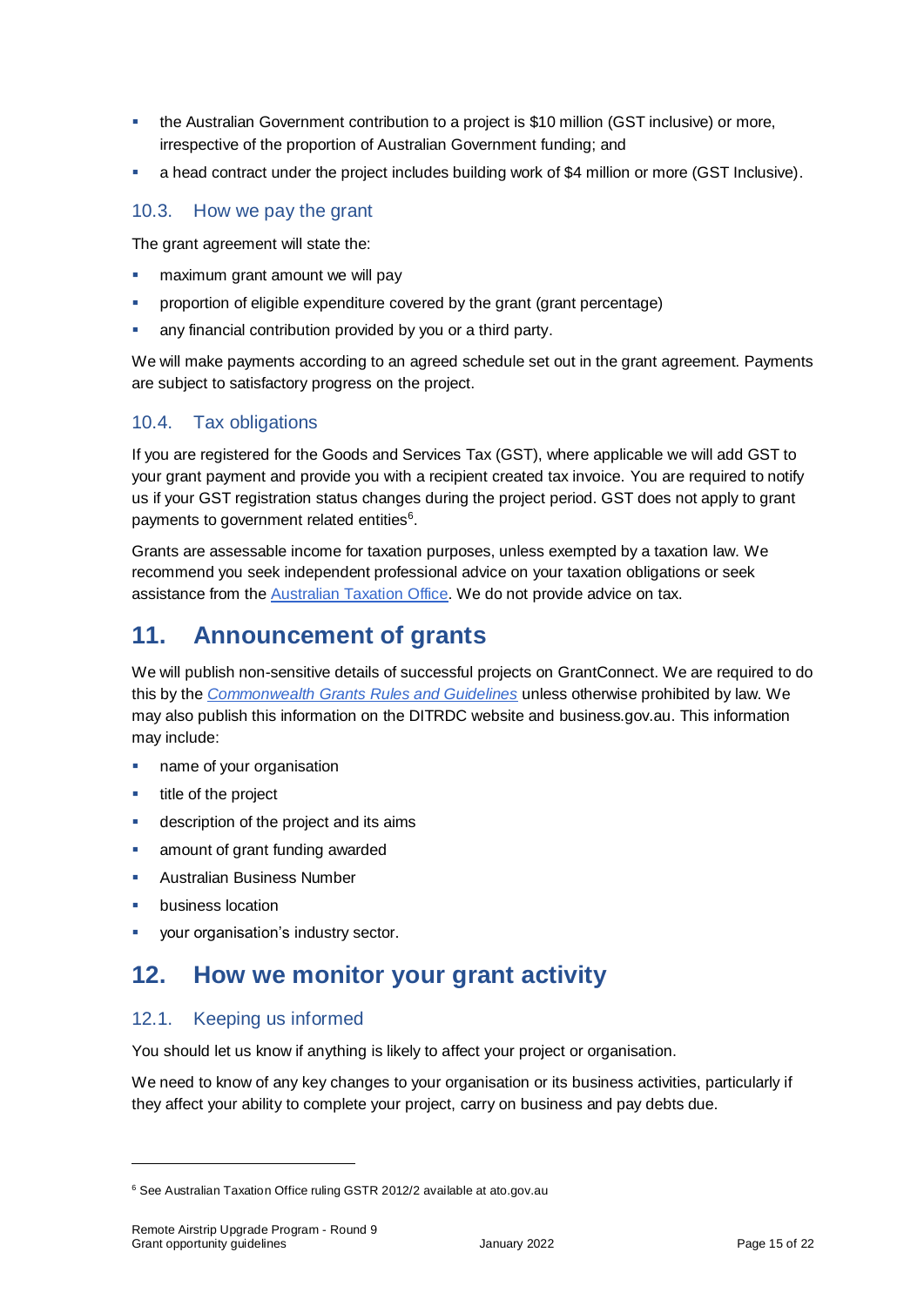- the Australian Government contribution to a project is $10 million (GST inclusive) or more, irrespective of the proportion of Australian Government funding; and
- a head contract under the project includes building work of $4 million or more (GST Inclusive).

### 10.3. How we pay the grant

The grant agreement will state the:

- maximum grant amount we will pay
- proportion of eligible expenditure covered by the grant (grant percentage)
- any financial contribution provided by you or a third party.

We will make payments according to an agreed schedule set out in the grant agreement. Payments are subject to satisfactory progress on the project.

### 10.4. Tax obligations

If you are registered for the Goods and Services Tax (GST), where applicable we will add GST to your grant payment and provide you with a recipient created tax invoice. You are required to notify us if your GST registration status changes during the project period. GST does not apply to grant payments to government related entities[6].

Grants are assessable income for taxation purposes, unless exempted by a taxation law. We recommend you seek independent professional advice on your taxation obligations or seek assistance from the Australian Taxation Office. We do not provide advice on tax.

## 11. Announcement of grants

We will publish non-sensitive details of successful projects on GrantConnect. We are required to do this by the *Commonwealth Grants Rules and Guidelines* unless otherwise prohibited by law. We may also publish this information on the DITRDC website and business.gov.au. This information may include:

- name of your organisation
- title of the project
- description of the project and its aims
- amount of grant funding awarded
- Australian Business Number
- business location
- your organisation's industry sector.

## 12. How we monitor your grant activity

### 12.1. Keeping us informed

You should let us know if anything is likely to affect your project or organisation.

We need to know of any key changes to your organisation or its business activities, particularly if they affect your ability to complete your project, carry on business and pay debts due.

---

[6] See Australian Taxation Office ruling GSTR 2012/2 available at ato.gov.au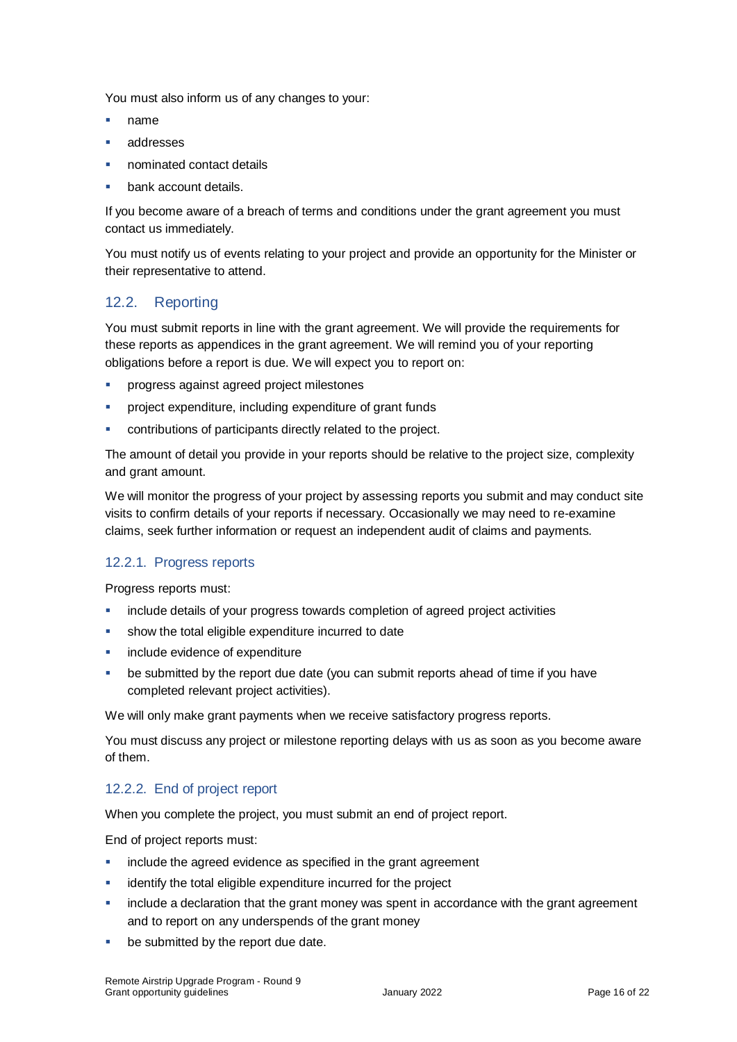You must also inform us of any changes to your:

- name
- addresses
- nominated contact details
- bank account details.

If you become aware of a breach of terms and conditions under the grant agreement you must contact us immediately.

You must notify us of events relating to your project and provide an opportunity for the Minister or their representative to attend.

## 12.2. Reporting

You must submit reports in line with the grant agreement. We will provide the requirements for these reports as appendices in the grant agreement. We will remind you of your reporting obligations before a report is due. We will expect you to report on:

- progress against agreed project milestones
- project expenditure, including expenditure of grant funds
- contributions of participants directly related to the project.

The amount of detail you provide in your reports should be relative to the project size, complexity and grant amount.

We will monitor the progress of your project by assessing reports you submit and may conduct site visits to confirm details of your reports if necessary. Occasionally we may need to re-examine claims, seek further information or request an independent audit of claims and payments.

### 12.2.1. Progress reports

Progress reports must:

- include details of your progress towards completion of agreed project activities
- show the total eligible expenditure incurred to date
- include evidence of expenditure
- be submitted by the report due date (you can submit reports ahead of time if you have completed relevant project activities).

We will only make grant payments when we receive satisfactory progress reports.

You must discuss any project or milestone reporting delays with us as soon as you become aware of them.

### 12.2.2. End of project report

When you complete the project, you must submit an end of project report.

End of project reports must:

- include the agreed evidence as specified in the grant agreement
- identify the total eligible expenditure incurred for the project
- include a declaration that the grant money was spent in accordance with the grant agreement and to report on any underspends of the grant money
- be submitted by the report due date.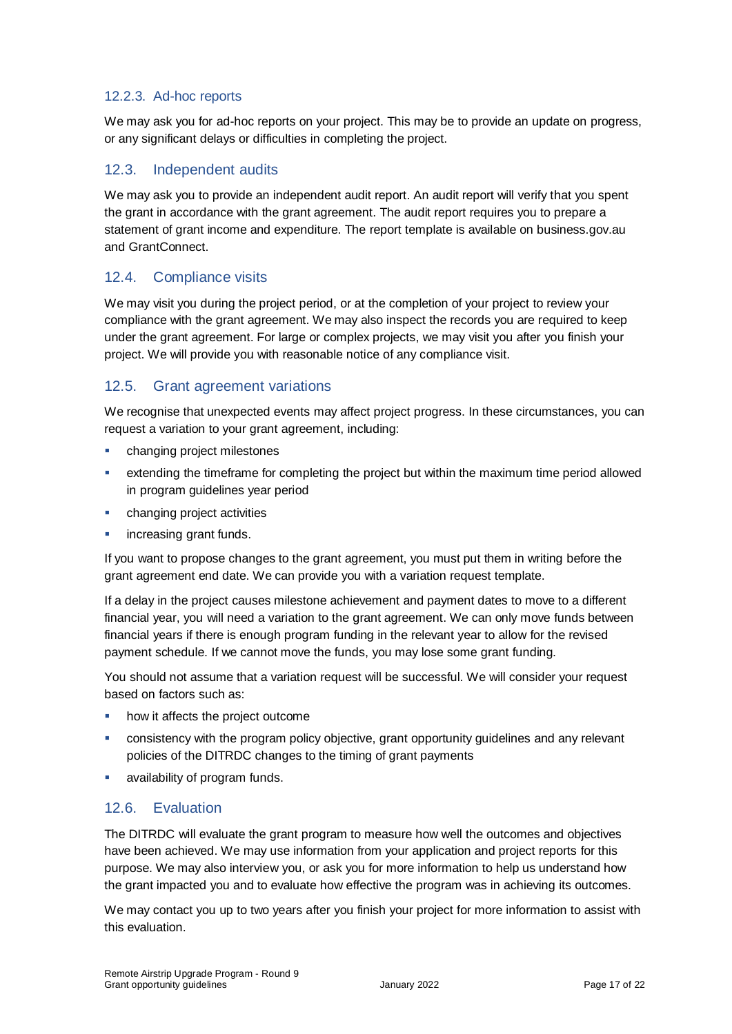#### 12.2.3. Ad-hoc reports

We may ask you for ad-hoc reports on your project. This may be to provide an update on progress, or any significant delays or difficulties in completing the project.

### 12.3. Independent audits

We may ask you to provide an independent audit report. An audit report will verify that you spent the grant in accordance with the grant agreement. The audit report requires you to prepare a statement of grant income and expenditure. The report template is available on business.gov.au and GrantConnect.

### 12.4. Compliance visits

We may visit you during the project period, or at the completion of your project to review your compliance with the grant agreement. We may also inspect the records you are required to keep under the grant agreement. For large or complex projects, we may visit you after you finish your project. We will provide you with reasonable notice of any compliance visit.

### 12.5. Grant agreement variations

We recognise that unexpected events may affect project progress. In these circumstances, you can request a variation to your grant agreement, including:

- changing project milestones
- extending the timeframe for completing the project but within the maximum time period allowed in program guidelines year period
- changing project activities
- increasing grant funds.

If you want to propose changes to the grant agreement, you must put them in writing before the grant agreement end date. We can provide you with a variation request template.

If a delay in the project causes milestone achievement and payment dates to move to a different financial year, you will need a variation to the grant agreement. We can only move funds between financial years if there is enough program funding in the relevant year to allow for the revised payment schedule. If we cannot move the funds, you may lose some grant funding.

You should not assume that a variation request will be successful. We will consider your request based on factors such as:

- how it affects the project outcome
- consistency with the program policy objective, grant opportunity guidelines and any relevant policies of the DITRDC changes to the timing of grant payments
- availability of program funds.

### 12.6. Evaluation

The DITRDC will evaluate the grant program to measure how well the outcomes and objectives have been achieved. We may use information from your application and project reports for this purpose. We may also interview you, or ask you for more information to help us understand how the grant impacted you and to evaluate how effective the program was in achieving its outcomes.

We may contact you up to two years after you finish your project for more information to assist with this evaluation.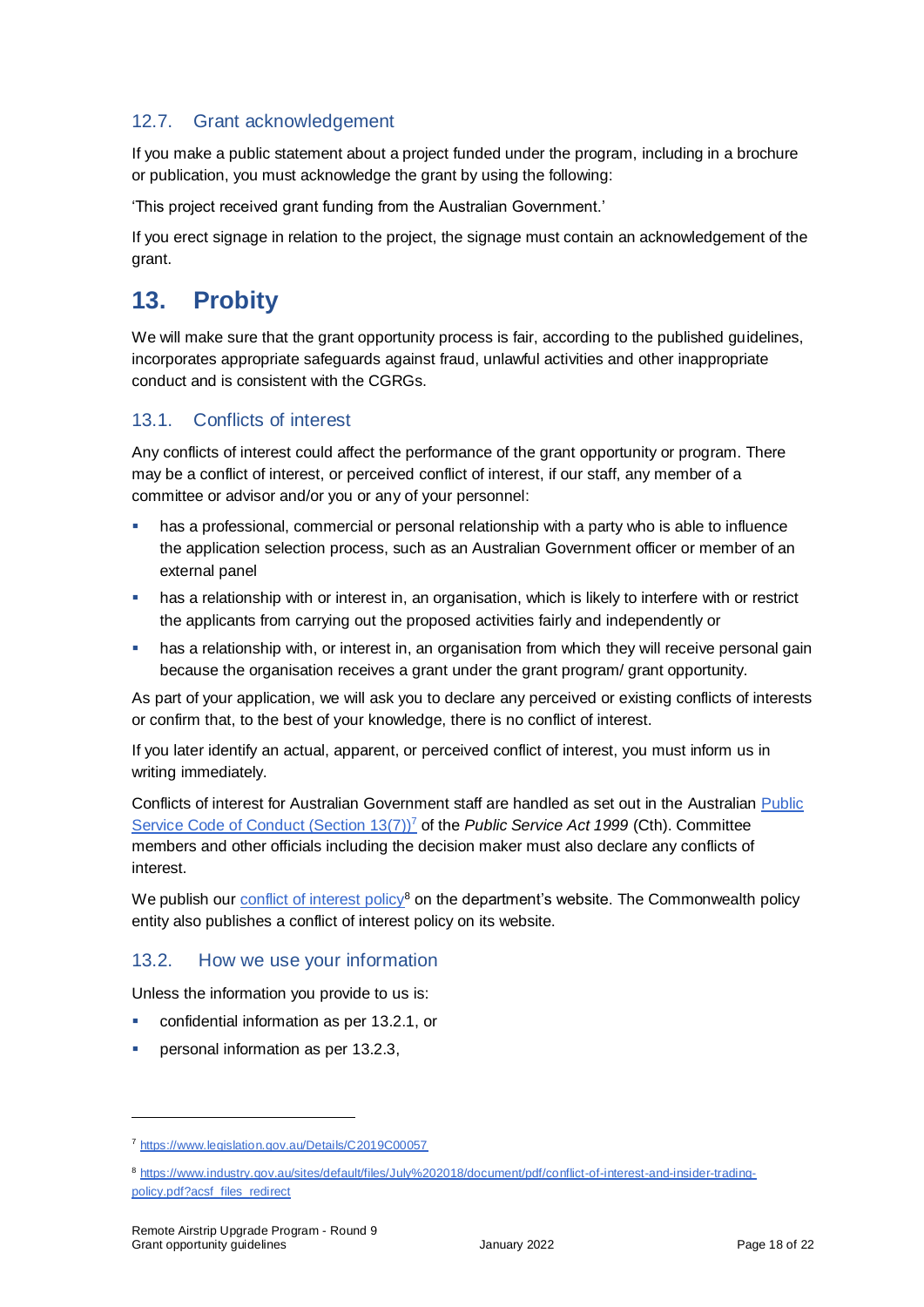### 12.7. Grant acknowledgement

If you make a public statement about a project funded under the program, including in a brochure or publication, you must acknowledge the grant by using the following:

'This project received grant funding from the Australian Government.'

If you erect signage in relation to the project, the signage must contain an acknowledgement of the grant.

## 13. Probity

We will make sure that the grant opportunity process is fair, according to the published guidelines, incorporates appropriate safeguards against fraud, unlawful activities and other inappropriate conduct and is consistent with the CGRGs.

### 13.1. Conflicts of interest

Any conflicts of interest could affect the performance of the grant opportunity or program. There may be a conflict of interest, or perceived conflict of interest, if our staff, any member of a committee or advisor and/or you or any of your personnel:

- has a professional, commercial or personal relationship with a party who is able to influence the application selection process, such as an Australian Government officer or member of an external panel
- has a relationship with or interest in, an organisation, which is likely to interfere with or restrict the applicants from carrying out the proposed activities fairly and independently or
- has a relationship with, or interest in, an organisation from which they will receive personal gain because the organisation receives a grant under the grant program/ grant opportunity.

As part of your application, we will ask you to declare any perceived or existing conflicts of interests or confirm that, to the best of your knowledge, there is no conflict of interest.

If you later identify an actual, apparent, or perceived conflict of interest, you must inform us in writing immediately.

Conflicts of interest for Australian Government staff are handled as set out in the Australian [Public Service Code of Conduct (Section 13(7))](https://www.legislation.gov.au/Details/C2019C00057)[7] of the *Public Service Act 1999* (Cth). Committee members and other officials including the decision maker must also declare any conflicts of interest.

We publish our [conflict of interest policy](https://www.industry.gov.au/sites/default/files/July%202018/document/pdf/conflict-of-interest-and-insider-trading-policy.pdf?acsf_files_redirect)[8] on the department's website. The Commonwealth policy entity also publishes a conflict of interest policy on its website.

### 13.2. How we use your information

Unless the information you provide to us is:

- confidential information as per 13.2.1, or
- personal information as per 13.2.3,

---

[7] https://www.legislation.gov.au/Details/C2019C00057

[8] https://www.industry.gov.au/sites/default/files/July%202018/document/pdf/conflict-of-interest-and-insider-trading-policy.pdf?acsf_files_redirect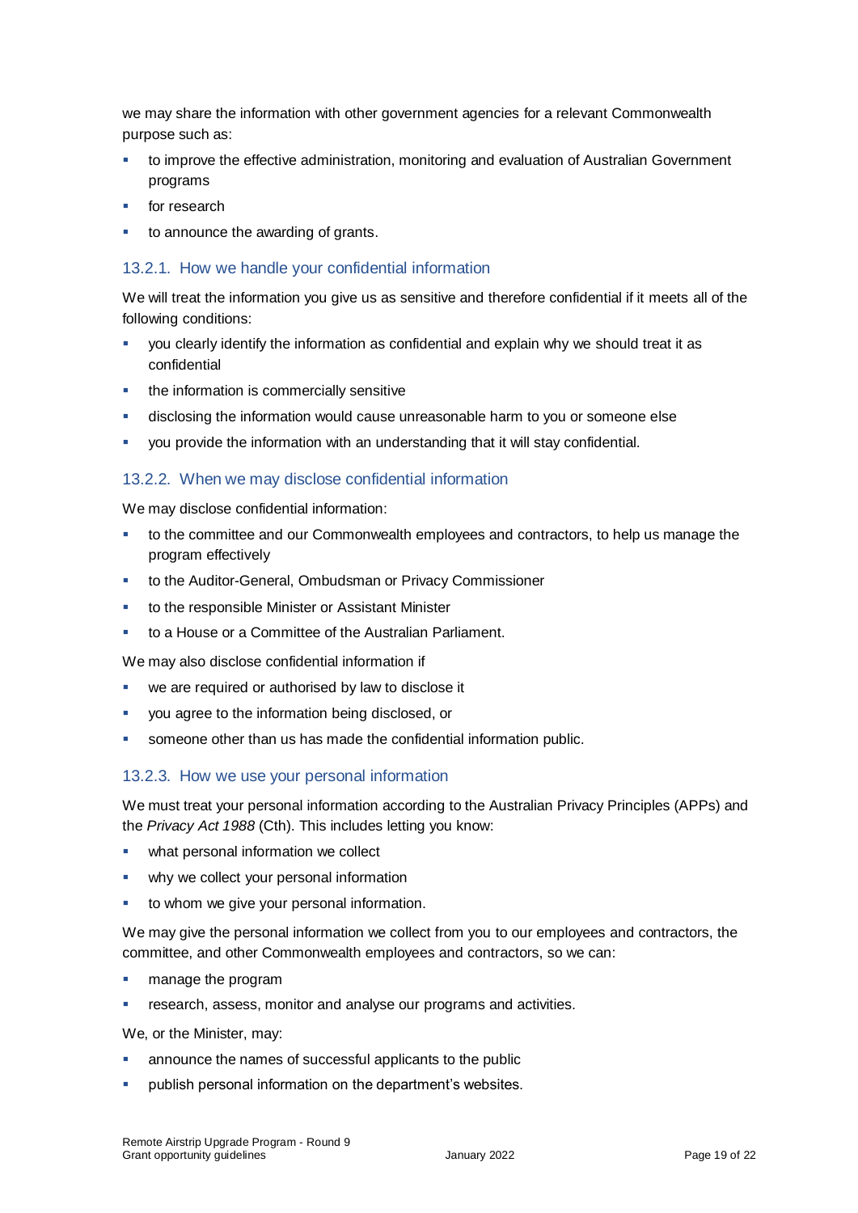we may share the information with other government agencies for a relevant Commonwealth purpose such as:

- to improve the effective administration, monitoring and evaluation of Australian Government programs
- for research
- to announce the awarding of grants.

### 13.2.1. How we handle your confidential information

We will treat the information you give us as sensitive and therefore confidential if it meets all of the following conditions:

- you clearly identify the information as confidential and explain why we should treat it as confidential
- the information is commercially sensitive
- disclosing the information would cause unreasonable harm to you or someone else
- you provide the information with an understanding that it will stay confidential.

### 13.2.2. When we may disclose confidential information

We may disclose confidential information:

- to the committee and our Commonwealth employees and contractors, to help us manage the program effectively
- to the Auditor-General, Ombudsman or Privacy Commissioner
- to the responsible Minister or Assistant Minister
- to a House or a Committee of the Australian Parliament.

We may also disclose confidential information if

- we are required or authorised by law to disclose it
- you agree to the information being disclosed, or
- someone other than us has made the confidential information public.

### 13.2.3. How we use your personal information

We must treat your personal information according to the Australian Privacy Principles (APPs) and the *Privacy Act 1988* (Cth). This includes letting you know:

- what personal information we collect
- why we collect your personal information
- to whom we give your personal information.

We may give the personal information we collect from you to our employees and contractors, the committee, and other Commonwealth employees and contractors, so we can:

- manage the program
- research, assess, monitor and analyse our programs and activities.

We, or the Minister, may:

- announce the names of successful applicants to the public
- publish personal information on the department's websites.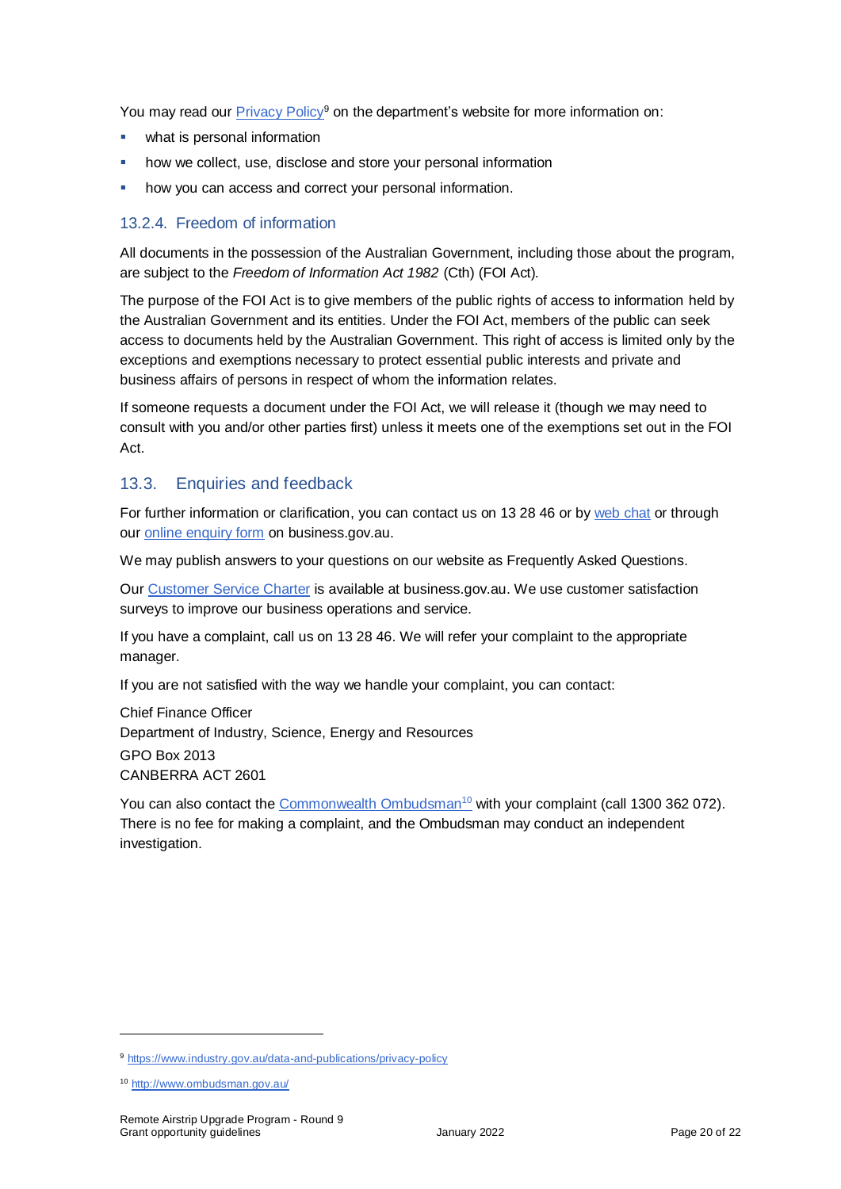You may read our Privacy Policy[9] on the department's website for more information on:

- what is personal information
- how we collect, use, disclose and store your personal information
- how you can access and correct your personal information.

#### 13.2.4. Freedom of information

All documents in the possession of the Australian Government, including those about the program, are subject to the *Freedom of Information Act 1982* (Cth) (FOI Act).

The purpose of the FOI Act is to give members of the public rights of access to information held by the Australian Government and its entities. Under the FOI Act, members of the public can seek access to documents held by the Australian Government. This right of access is limited only by the exceptions and exemptions necessary to protect essential public interests and private and business affairs of persons in respect of whom the information relates.

If someone requests a document under the FOI Act, we will release it (though we may need to consult with you and/or other parties first) unless it meets one of the exemptions set out in the FOI Act.

### 13.3. Enquiries and feedback

For further information or clarification, you can contact us on 13 28 46 or by web chat or through our online enquiry form on business.gov.au.

We may publish answers to your questions on our website as Frequently Asked Questions.

Our Customer Service Charter is available at business.gov.au. We use customer satisfaction surveys to improve our business operations and service.

If you have a complaint, call us on 13 28 46. We will refer your complaint to the appropriate manager.

If you are not satisfied with the way we handle your complaint, you can contact:

Chief Finance Officer
Department of Industry, Science, Energy and Resources
GPO Box 2013
CANBERRA ACT 2601

You can also contact the Commonwealth Ombudsman[10] with your complaint (call 1300 362 072). There is no fee for making a complaint, and the Ombudsman may conduct an independent investigation.

---

[9] https://www.industry.gov.au/data-and-publications/privacy-policy

[10] http://www.ombudsman.gov.au/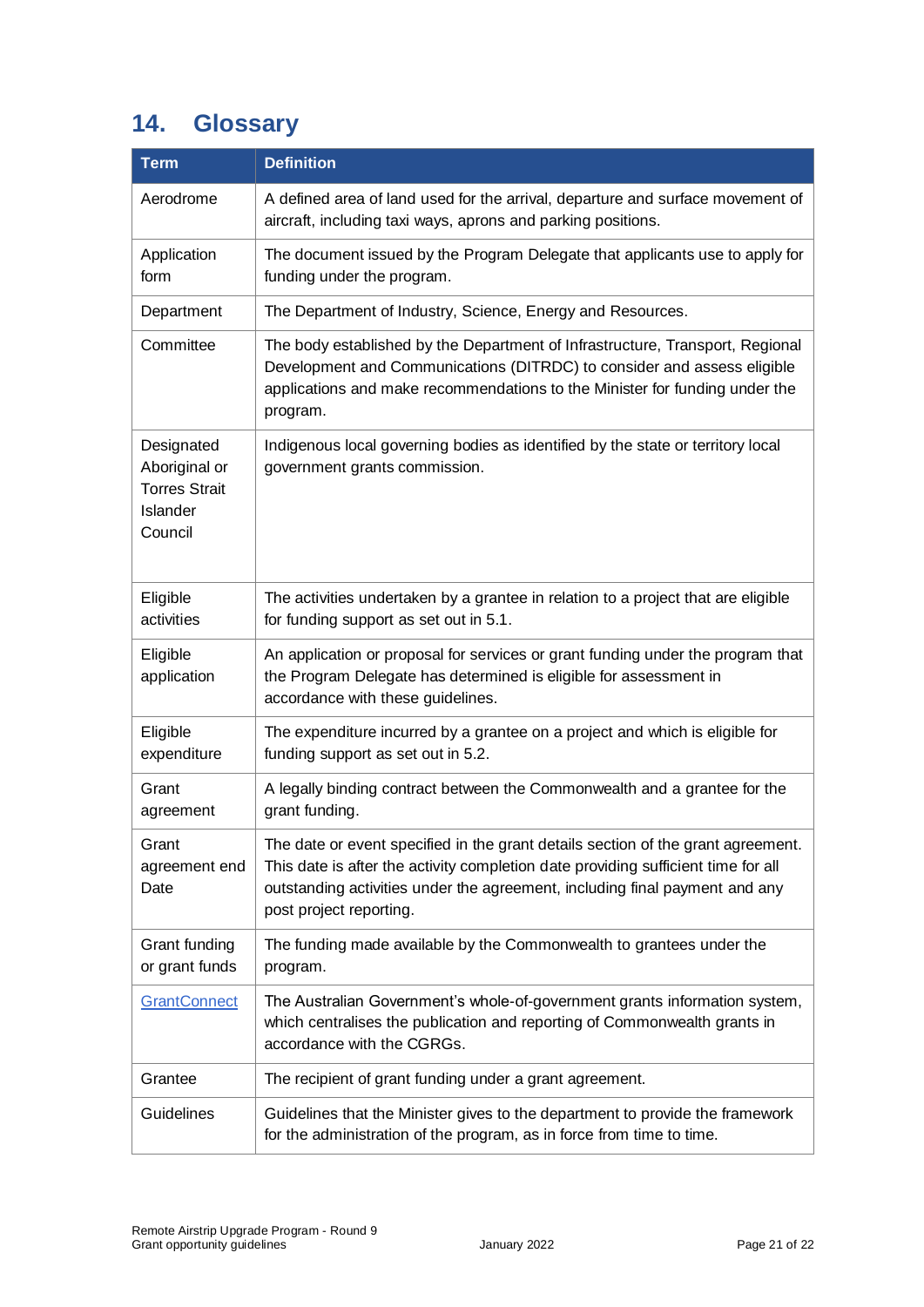## 14. Glossary

| Term | Definition |
|---|---|
| Aerodrome | A defined area of land used for the arrival, departure and surface movement of aircraft, including taxi ways, aprons and parking positions. |
| Application form | The document issued by the Program Delegate that applicants use to apply for funding under the program. |
| Department | The Department of Industry, Science, Energy and Resources. |
| Committee | The body established by the Department of Infrastructure, Transport, Regional Development and Communications (DITRDC) to consider and assess eligible applications and make recommendations to the Minister for funding under the program. |
| Designated Aboriginal or Torres Strait Islander Council | Indigenous local governing bodies as identified by the state or territory local government grants commission. |
| Eligible activities | The activities undertaken by a grantee in relation to a project that are eligible for funding support as set out in 5.1. |
| Eligible application | An application or proposal for services or grant funding under the program that the Program Delegate has determined is eligible for assessment in accordance with these guidelines. |
| Eligible expenditure | The expenditure incurred by a grantee on a project and which is eligible for funding support as set out in 5.2. |
| Grant agreement | A legally binding contract between the Commonwealth and a grantee for the grant funding. |
| Grant agreement end Date | The date or event specified in the grant details section of the grant agreement. This date is after the activity completion date providing sufficient time for all outstanding activities under the agreement, including final payment and any post project reporting. |
| Grant funding or grant funds | The funding made available by the Commonwealth to grantees under the program. |
| GrantConnect | The Australian Government's whole-of-government grants information system, which centralises the publication and reporting of Commonwealth grants in accordance with the CGRGs. |
| Grantee | The recipient of grant funding under a grant agreement. |
| Guidelines | Guidelines that the Minister gives to the department to provide the framework for the administration of the program, as in force from time to time. |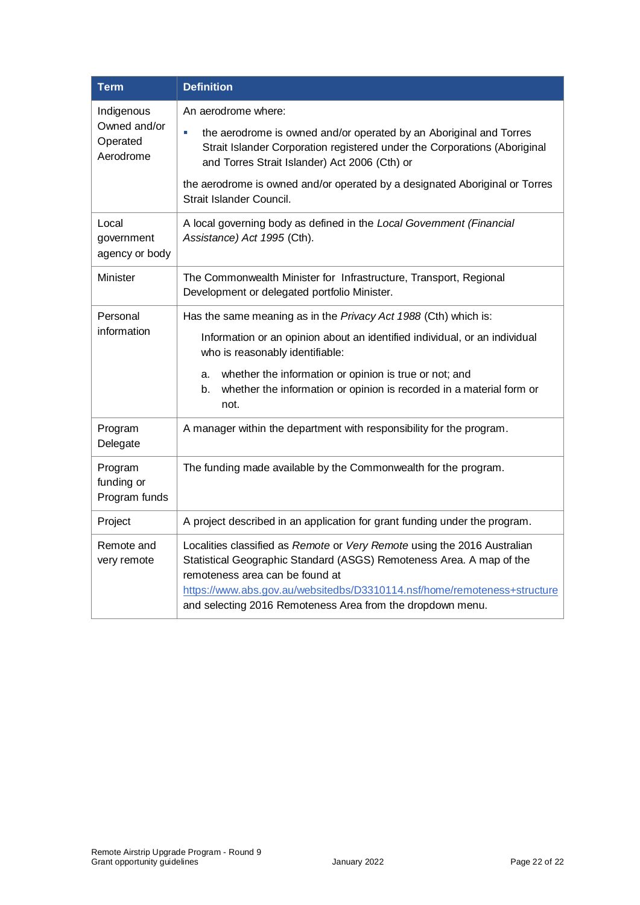| Term | Definition |
|---|---|
| Indigenous Owned and/or Operated Aerodrome | An aerodrome where:<br>▪ the aerodrome is owned and/or operated by an Aboriginal and Torres Strait Islander Corporation registered under the Corporations (Aboriginal and Torres Strait Islander) Act 2006 (Cth) or<br>the aerodrome is owned and/or operated by a designated Aboriginal or Torres Strait Islander Council. |
| Local government agency or body | A local governing body as defined in the *Local Government (Financial Assistance) Act 1995* (Cth). |
| Minister | The Commonwealth Minister for Infrastructure, Transport, Regional Development or delegated portfolio Minister. |
| Personal information | Has the same meaning as in the *Privacy Act 1988* (Cth) which is:<br>Information or an opinion about an identified individual, or an individual who is reasonably identifiable:<br>a. whether the information or opinion is true or not; and<br>b. whether the information or opinion is recorded in a material form or not. |
| Program Delegate | A manager within the department with responsibility for the program. |
| Program funding or Program funds | The funding made available by the Commonwealth for the program. |
| Project | A project described in an application for grant funding under the program. |
| Remote and very remote | Localities classified as *Remote* or *Very Remote* using the 2016 Australian Statistical Geographic Standard (ASGS) Remoteness Area. A map of the remoteness area can be found at https://www.abs.gov.au/websitedbs/D3310114.nsf/home/remoteness+structure and selecting 2016 Remoteness Area from the dropdown menu. |